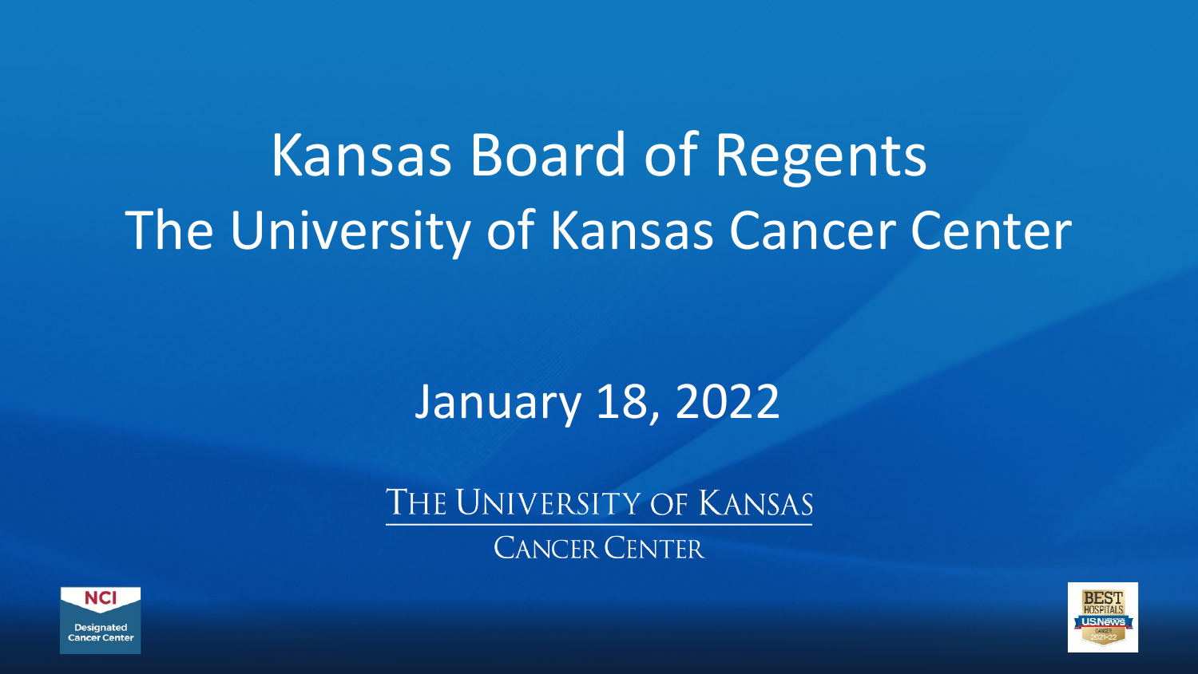# Kansas Board of Regents
# The University of Kansas Cancer Center

## January 18, 2022

THE UNIVERSITY OF KANSAS

CANCER CENTER

NCI Designated Cancer Center

BEST HOSPITALS US News CANCER 2021-22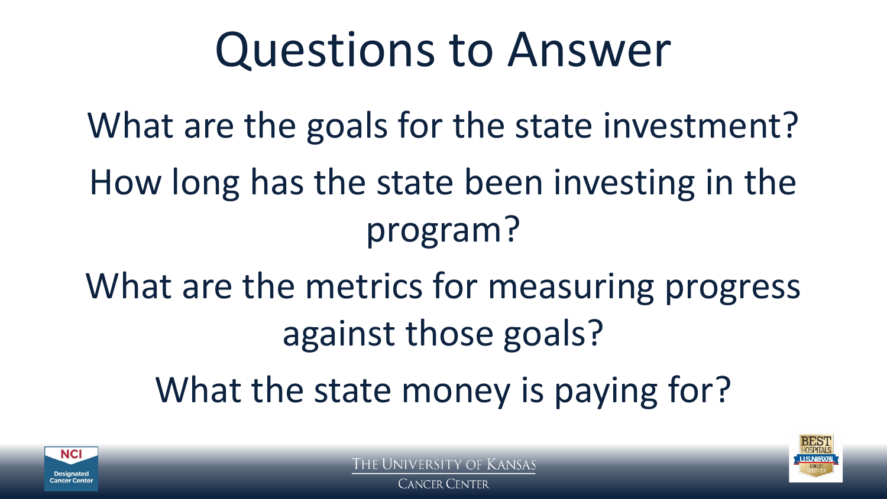# Questions to Answer

What are the goals for the state investment?

How long has the state been investing in the program?

What are the metrics for measuring progress against those goals?

What the state money is paying for?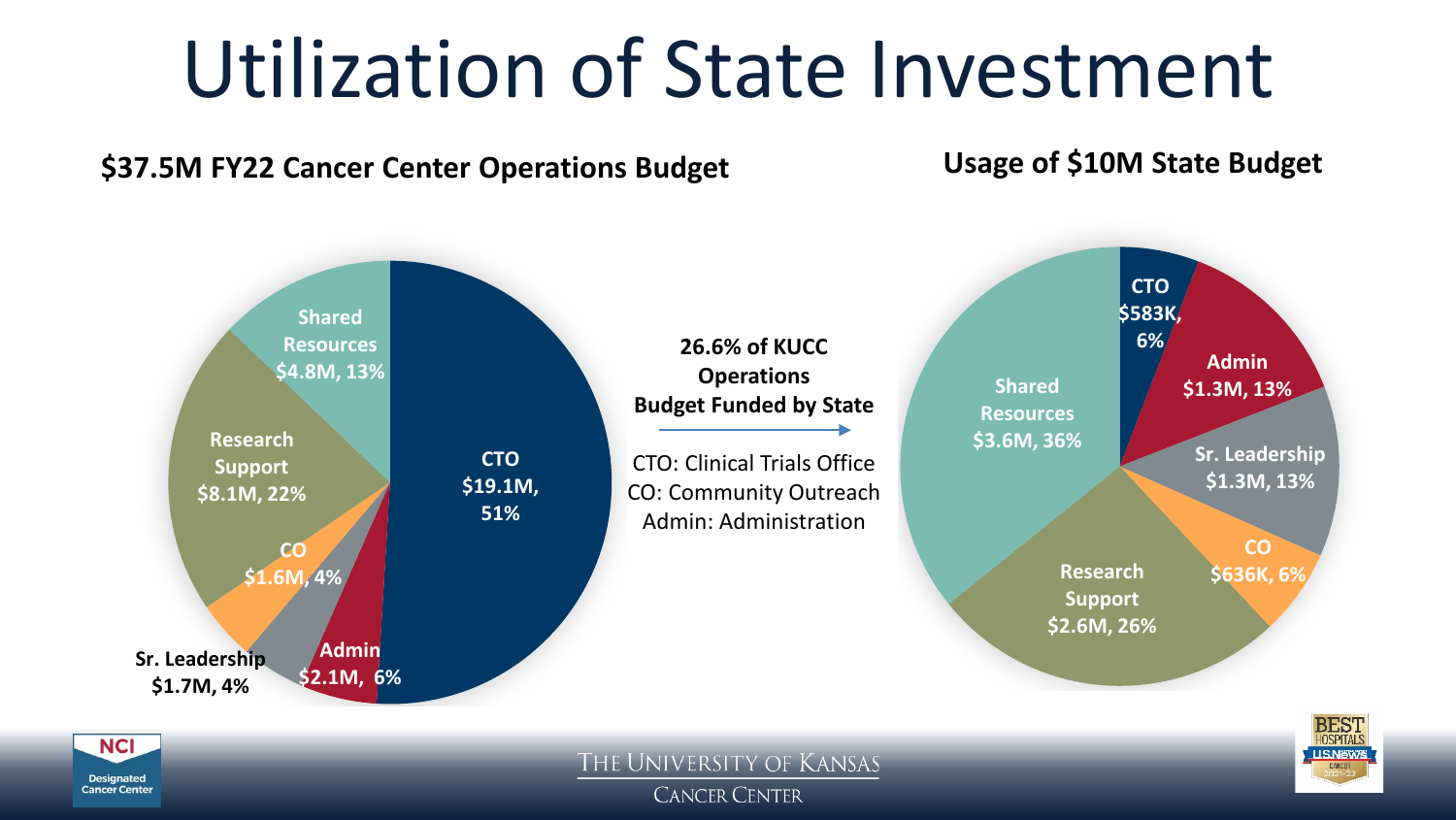# Utilization of State Investment

**$37.5M FY22 Cancer Center Operations Budget**

| Category | Amount | Percent |
| --- | --- | --- |
| CTO | $19.1M | 51% |
| Research Support | $8.1M | 22% |
| Shared Resources | $4.8M | 13% |
| Admin | $2.1M | 6% |
| Sr. Leadership | $1.7M | 4% |
| CO | $1.6M | 4% |

**26.6% of KUCC Operations Budget Funded by State**

CTO: Clinical Trials Office
CO: Community Outreach
Admin: Administration

**Usage of $10M State Budget**

| Category | Amount | Percent |
| --- | --- | --- |
| Shared Resources | $3.6M | 36% |
| Research Support | $2.6M | 26% |
| Admin | $1.3M | 13% |
| Sr. Leadership | $1.3M | 13% |
| CO | $636K | 6% |
| CTO | $583K | 6% |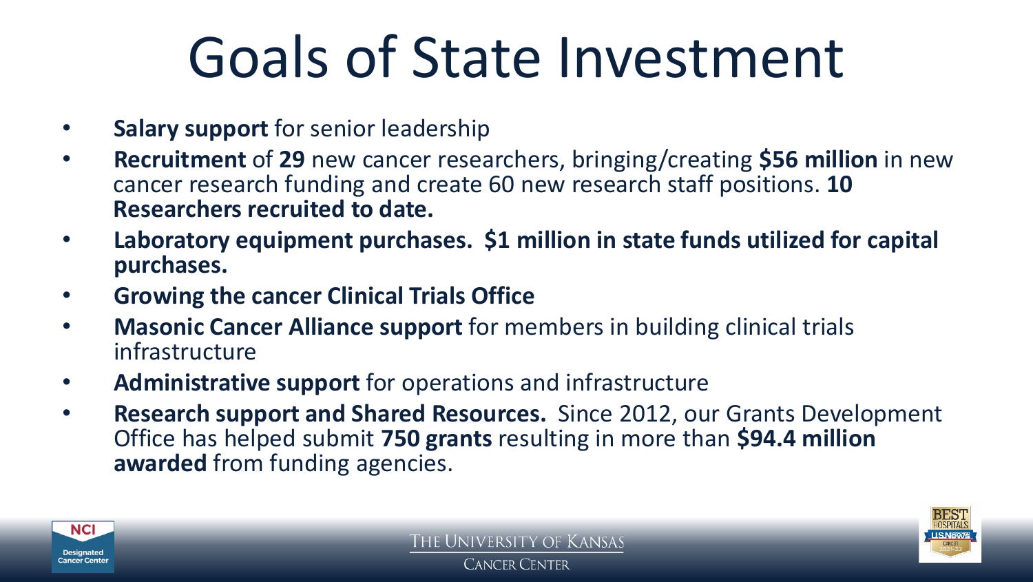# Goals of State Investment

- **Salary support** for senior leadership
- **Recruitment** of **29** new cancer researchers, bringing/creating **$56 million** in new cancer research funding and create 60 new research staff positions. **10 Researchers recruited to date.**
- **Laboratory equipment purchases. $1 million in state funds utilized for capital purchases.**
- **Growing the cancer Clinical Trials Office**
- **Masonic Cancer Alliance support** for members in building clinical trials infrastructure
- **Administrative support** for operations and infrastructure
- **Research support and Shared Resources.** Since 2012, our Grants Development Office has helped submit **750 grants** resulting in more than **$94.4 million awarded** from funding agencies.

NCI Designated Cancer Center

THE UNIVERSITY OF KANSAS CANCER CENTER

BEST HOSPITALS U.S.NEWS CANCER 2021-22